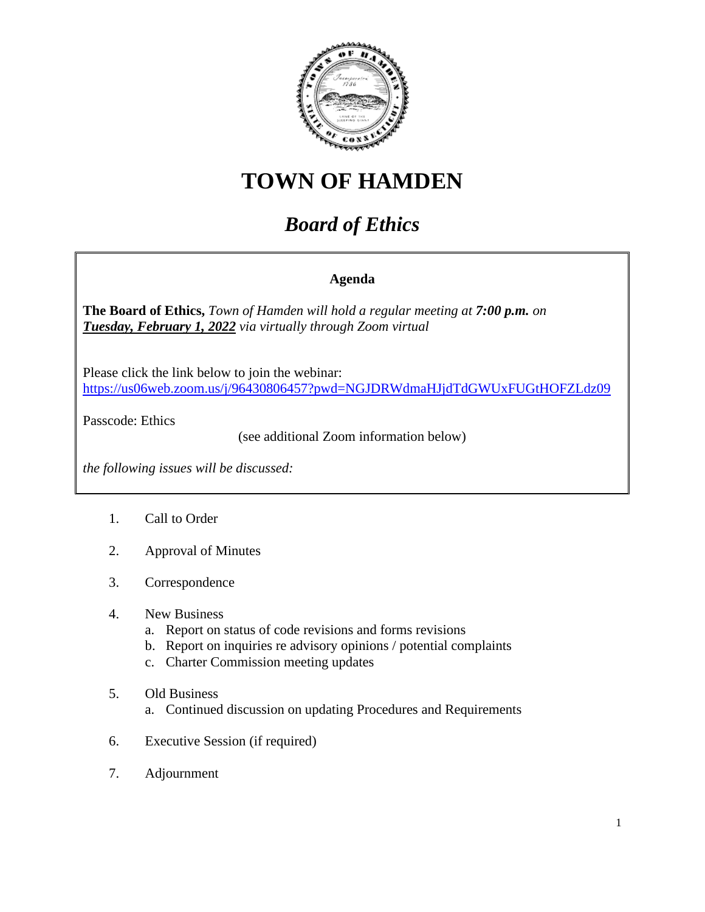# TOWN OF HAMDEN

## *Board of Ethics*

**Agenda**

**The Board of Ethics,** *Town of Hamden will hold a regular meeting at* ***7:00 p.m.*** *on* ***Tuesday, February 1, 2022*** *via virtually through Zoom virtual*

Please click the link below to join the webinar:
https://us06web.zoom.us/j/96430806457?pwd=NGJDRWdmaHJjdTdGWUxFUGtHOFZLdz09

Passcode: Ethics

(see additional Zoom information below)

*the following issues will be discussed:*

1. Call to Order

2. Approval of Minutes

3. Correspondence

4. New Business
   a. Report on status of code revisions and forms revisions
   b. Report on inquiries re advisory opinions / potential complaints
   c. Charter Commission meeting updates

5. Old Business
   a. Continued discussion on updating Procedures and Requirements

6. Executive Session (if required)

7. Adjournment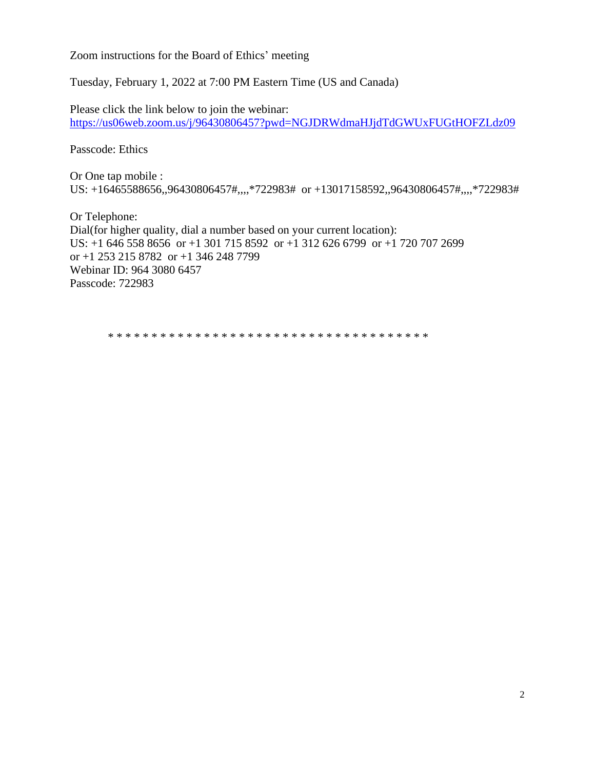Zoom instructions for the Board of Ethics' meeting

Tuesday, February 1, 2022 at 7:00 PM Eastern Time (US and Canada)

Please click the link below to join the webinar:
https://us06web.zoom.us/j/96430806457?pwd=NGJDRWdmaHJjdTdGWUxFUGtHOFZLdz09

Passcode: Ethics

Or One tap mobile :
US: +16465588656,,96430806457#,,,,*722983# or +13017158592,,96430806457#,,,,*722983#

Or Telephone:
Dial(for higher quality, dial a number based on your current location):
US: +1 646 558 8656 or +1 301 715 8592 or +1 312 626 6799 or +1 720 707 2699
or +1 253 215 8782 or +1 346 248 7799
Webinar ID: 964 3080 6457
Passcode: 722983

* * * * * * * * * * * * * * * * * * * * * * * * * * * * * * * * * * * *